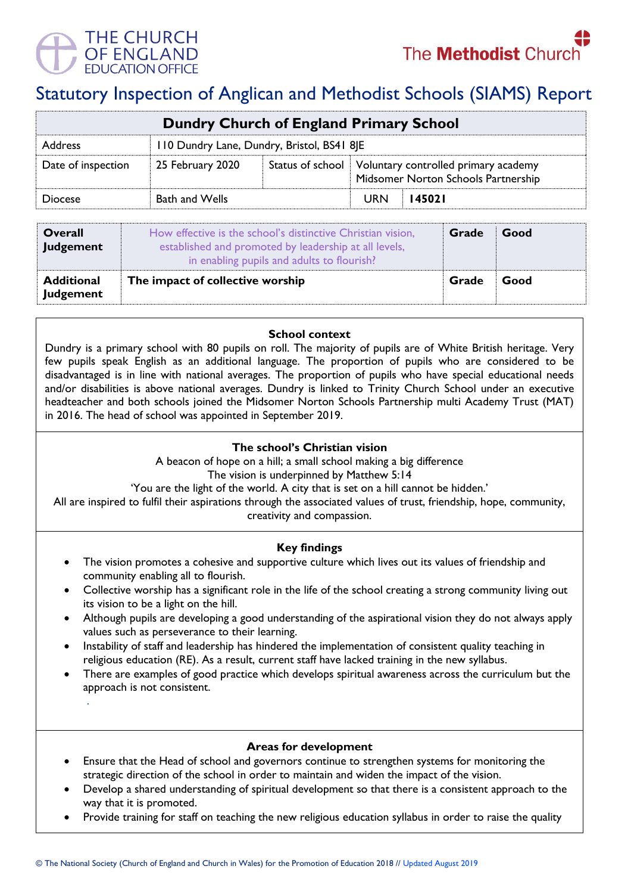THE CHURCH OF ENGLAND EDUCATION OFFICE

The Methodist Church

# Statutory Inspection of Anglican and Methodist Schools (SIAMS) Report

| Dundry Church of England Primary School | | | |
|---|---|---|---|
| Address | 110 Dundry Lane, Dundry, Bristol, BS41 8JE | | |
| Date of inspection | 25 February 2020 | Status of school | Voluntary controlled primary academy Midsomer Norton Schools Partnership |
| Diocese | Bath and Wells | URN | **145021** |

| | | | |
|---|---|---|---|
| **Overall Judgement** | How effective is the school's distinctive Christian vision, established and promoted by leadership at all levels, in enabling pupils and adults to flourish? | **Grade** | **Good** |
| **Additional Judgement** | **The impact of collective worship** | **Grade** | **Good** |

### School context

Dundry is a primary school with 80 pupils on roll. The majority of pupils are of White British heritage. Very few pupils speak English as an additional language. The proportion of pupils who are considered to be disadvantaged is in line with national averages. The proportion of pupils who have special educational needs and/or disabilities is above national averages. Dundry is linked to Trinity Church School under an executive headteacher and both schools joined the Midsomer Norton Schools Partnership multi Academy Trust (MAT) in 2016. The head of school was appointed in September 2019.

### The school's Christian vision

A beacon of hope on a hill; a small school making a big difference
The vision is underpinned by Matthew 5:14
'You are the light of the world. A city that is set on a hill cannot be hidden.'
All are inspired to fulfil their aspirations through the associated values of trust, friendship, hope, community, creativity and compassion.

### Key findings

- The vision promotes a cohesive and supportive culture which lives out its values of friendship and community enabling all to flourish.
- Collective worship has a significant role in the life of the school creating a strong community living out its vision to be a light on the hill.
- Although pupils are developing a good understanding of the aspirational vision they do not always apply values such as perseverance to their learning.
- Instability of staff and leadership has hindered the implementation of consistent quality teaching in religious education (RE). As a result, current staff have lacked training in the new syllabus.
- There are examples of good practice which develops spiritual awareness across the curriculum but the approach is not consistent.

### Areas for development

- Ensure that the Head of school and governors continue to strengthen systems for monitoring the strategic direction of the school in order to maintain and widen the impact of the vision.
- Develop a shared understanding of spiritual development so that there is a consistent approach to the way that it is promoted.
- Provide training for staff on teaching the new religious education syllabus in order to raise the quality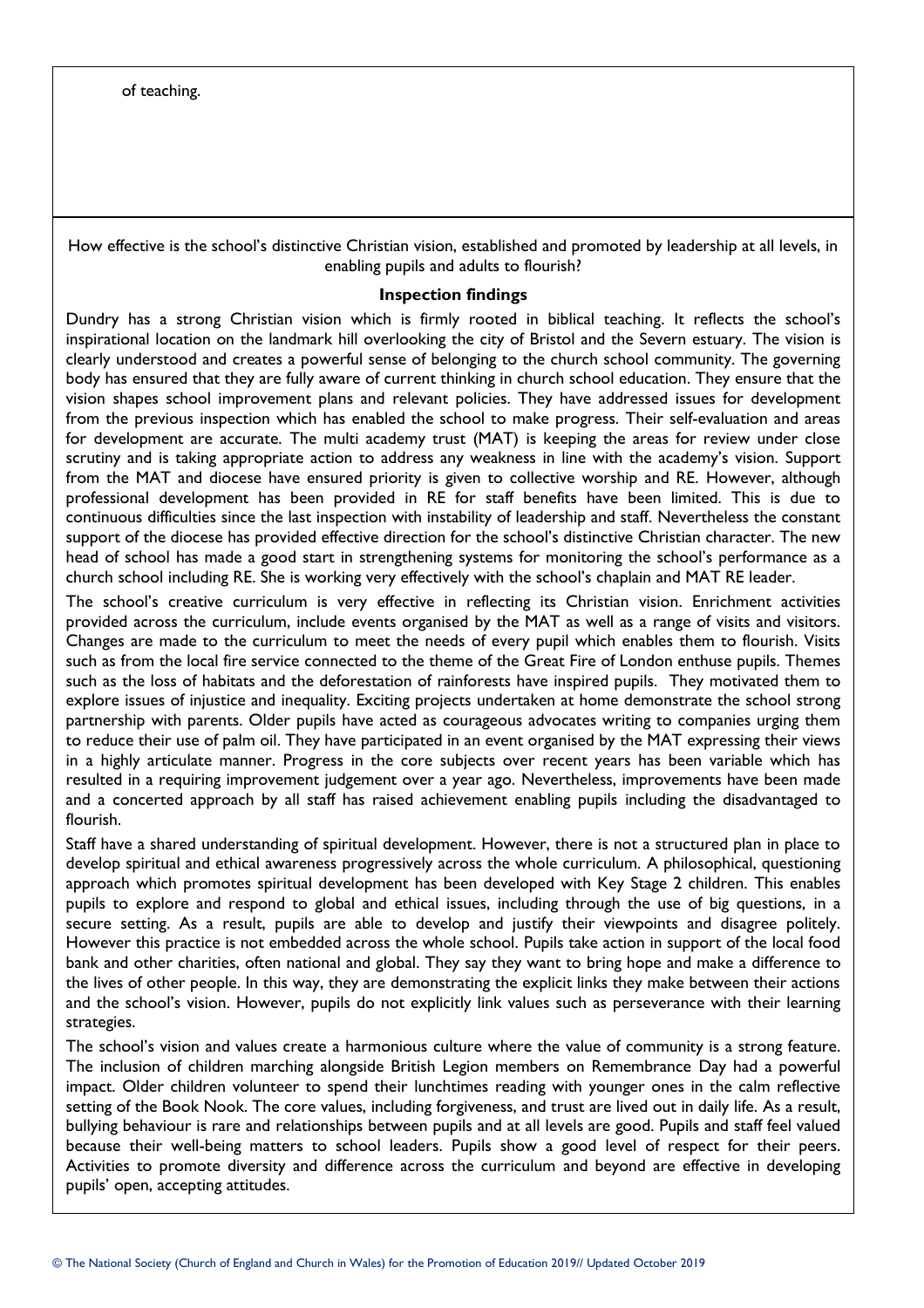of teaching.

How effective is the school's distinctive Christian vision, established and promoted by leadership at all levels, in enabling pupils and adults to flourish?

**Inspection findings**

Dundry has a strong Christian vision which is firmly rooted in biblical teaching. It reflects the school's inspirational location on the landmark hill overlooking the city of Bristol and the Severn estuary. The vision is clearly understood and creates a powerful sense of belonging to the church school community. The governing body has ensured that they are fully aware of current thinking in church school education. They ensure that the vision shapes school improvement plans and relevant policies. They have addressed issues for development from the previous inspection which has enabled the school to make progress. Their self-evaluation and areas for development are accurate. The multi academy trust (MAT) is keeping the areas for review under close scrutiny and is taking appropriate action to address any weakness in line with the academy's vision. Support from the MAT and diocese have ensured priority is given to collective worship and RE. However, although professional development has been provided in RE for staff benefits have been limited. This is due to continuous difficulties since the last inspection with instability of leadership and staff. Nevertheless the constant support of the diocese has provided effective direction for the school's distinctive Christian character. The new head of school has made a good start in strengthening systems for monitoring the school's performance as a church school including RE. She is working very effectively with the school's chaplain and MAT RE leader.

The school's creative curriculum is very effective in reflecting its Christian vision. Enrichment activities provided across the curriculum, include events organised by the MAT as well as a range of visits and visitors. Changes are made to the curriculum to meet the needs of every pupil which enables them to flourish. Visits such as from the local fire service connected to the theme of the Great Fire of London enthuse pupils. Themes such as the loss of habitats and the deforestation of rainforests have inspired pupils. They motivated them to explore issues of injustice and inequality. Exciting projects undertaken at home demonstrate the school strong partnership with parents. Older pupils have acted as courageous advocates writing to companies urging them to reduce their use of palm oil. They have participated in an event organised by the MAT expressing their views in a highly articulate manner. Progress in the core subjects over recent years has been variable which has resulted in a requiring improvement judgement over a year ago. Nevertheless, improvements have been made and a concerted approach by all staff has raised achievement enabling pupils including the disadvantaged to flourish.

Staff have a shared understanding of spiritual development. However, there is not a structured plan in place to develop spiritual and ethical awareness progressively across the whole curriculum. A philosophical, questioning approach which promotes spiritual development has been developed with Key Stage 2 children. This enables pupils to explore and respond to global and ethical issues, including through the use of big questions, in a secure setting. As a result, pupils are able to develop and justify their viewpoints and disagree politely. However this practice is not embedded across the whole school. Pupils take action in support of the local food bank and other charities, often national and global. They say they want to bring hope and make a difference to the lives of other people. In this way, they are demonstrating the explicit links they make between their actions and the school's vision. However, pupils do not explicitly link values such as perseverance with their learning strategies.

The school's vision and values create a harmonious culture where the value of community is a strong feature. The inclusion of children marching alongside British Legion members on Remembrance Day had a powerful impact. Older children volunteer to spend their lunchtimes reading with younger ones in the calm reflective setting of the Book Nook. The core values, including forgiveness, and trust are lived out in daily life. As a result, bullying behaviour is rare and relationships between pupils and at all levels are good. Pupils and staff feel valued because their well-being matters to school leaders. Pupils show a good level of respect for their peers. Activities to promote diversity and difference across the curriculum and beyond are effective in developing pupils' open, accepting attitudes.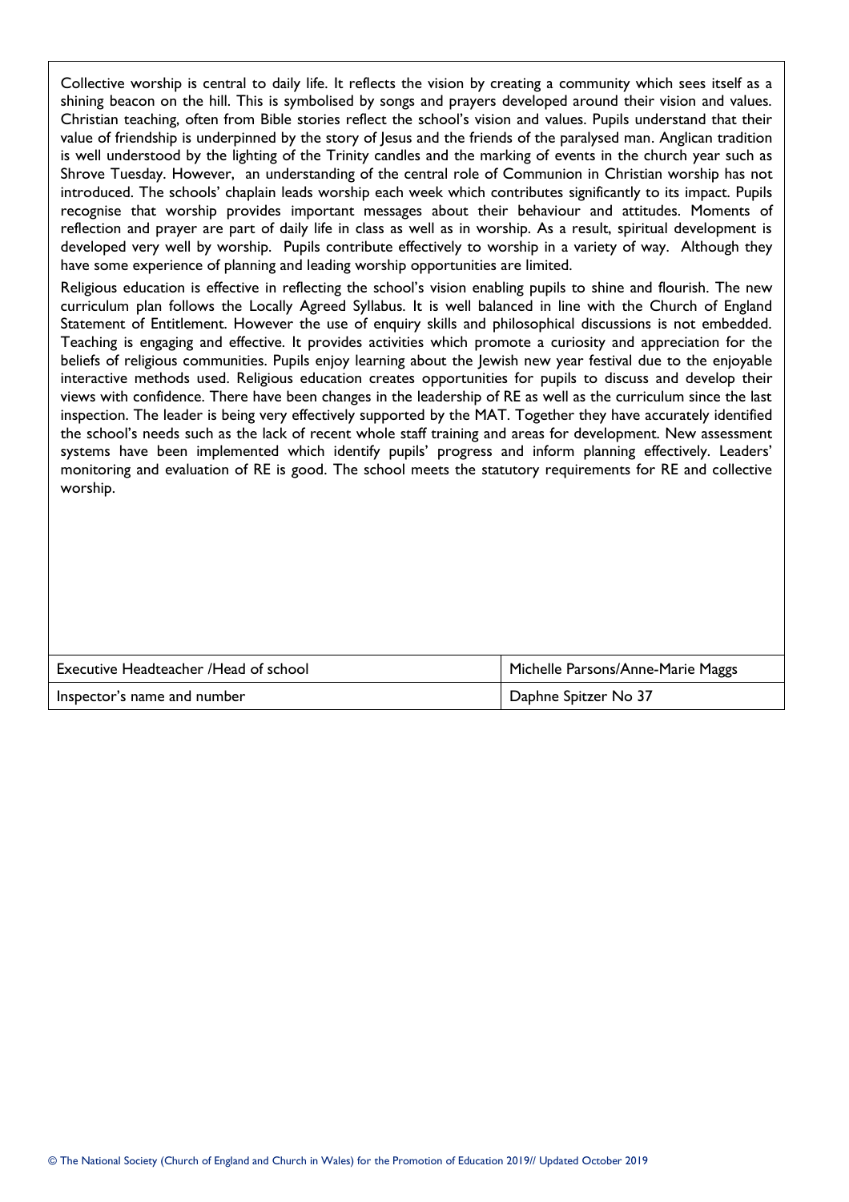Collective worship is central to daily life. It reflects the vision by creating a community which sees itself as a shining beacon on the hill. This is symbolised by songs and prayers developed around their vision and values. Christian teaching, often from Bible stories reflect the school's vision and values. Pupils understand that their value of friendship is underpinned by the story of Jesus and the friends of the paralysed man. Anglican tradition is well understood by the lighting of the Trinity candles and the marking of events in the church year such as Shrove Tuesday. However, an understanding of the central role of Communion in Christian worship has not introduced. The schools' chaplain leads worship each week which contributes significantly to its impact. Pupils recognise that worship provides important messages about their behaviour and attitudes. Moments of reflection and prayer are part of daily life in class as well as in worship. As a result, spiritual development is developed very well by worship. Pupils contribute effectively to worship in a variety of way. Although they have some experience of planning and leading worship opportunities are limited.

Religious education is effective in reflecting the school's vision enabling pupils to shine and flourish. The new curriculum plan follows the Locally Agreed Syllabus. It is well balanced in line with the Church of England Statement of Entitlement. However the use of enquiry skills and philosophical discussions is not embedded. Teaching is engaging and effective. It provides activities which promote a curiosity and appreciation for the beliefs of religious communities. Pupils enjoy learning about the Jewish new year festival due to the enjoyable interactive methods used. Religious education creates opportunities for pupils to discuss and develop their views with confidence. There have been changes in the leadership of RE as well as the curriculum since the last inspection. The leader is being very effectively supported by the MAT. Together they have accurately identified the school's needs such as the lack of recent whole staff training and areas for development. New assessment systems have been implemented which identify pupils' progress and inform planning effectively. Leaders' monitoring and evaluation of RE is good. The school meets the statutory requirements for RE and collective worship.

| | |
|---|---|
| Executive Headteacher /Head of school | Michelle Parsons/Anne-Marie Maggs |
| Inspector's name and number | Daphne Spitzer No 37 |

© The National Society (Church of England and Church in Wales) for the Promotion of Education 2019// Updated October 2019